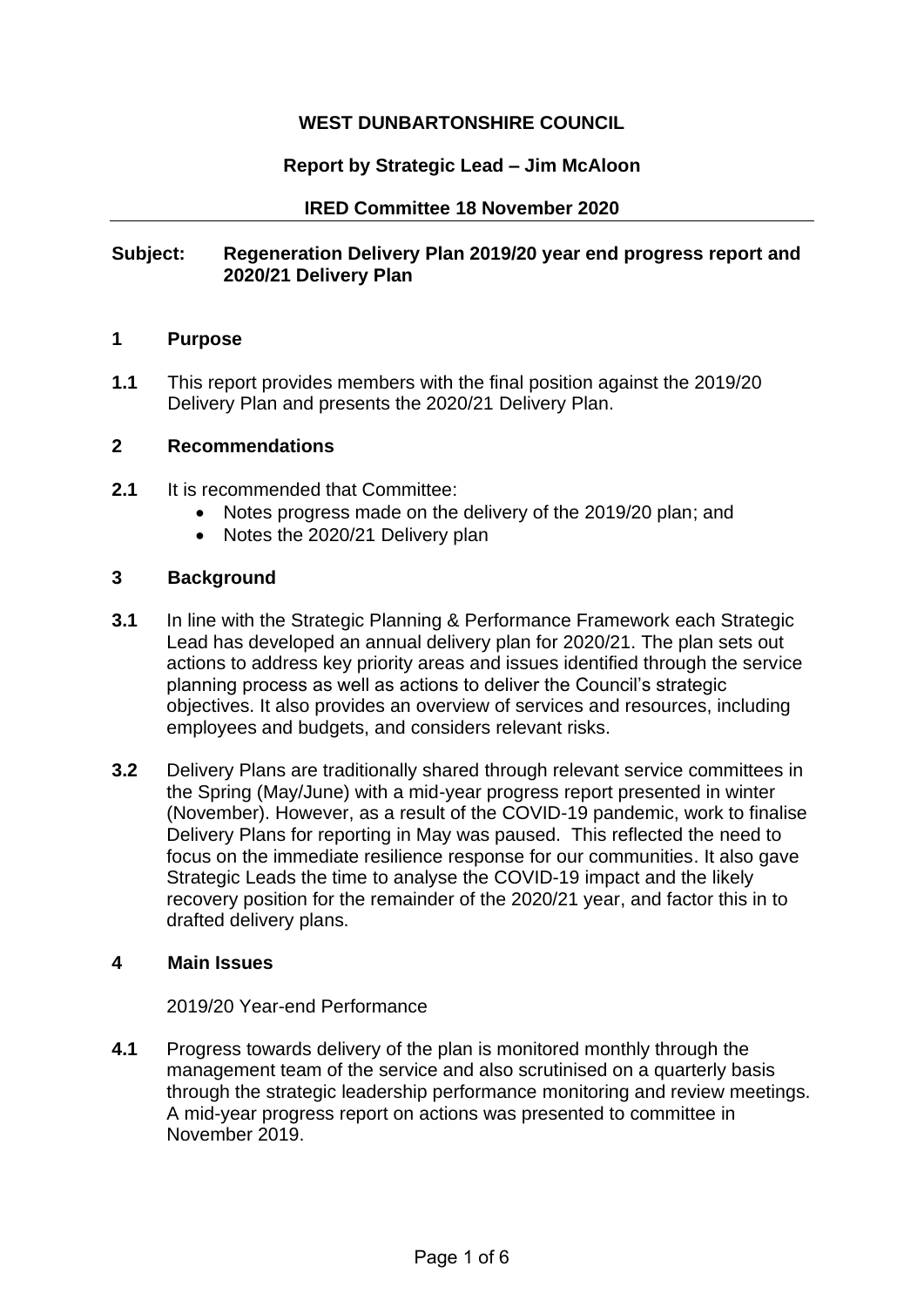**WEST DUNBARTONSHIRE COUNCIL**

**Report by Strategic Lead – Jim McAloon**

**IRED Committee 18 November 2020**

---

**Subject: Regeneration Delivery Plan 2019/20 year end progress report and 2020/21 Delivery Plan**

## 1 Purpose

**1.1** This report provides members with the final position against the 2019/20 Delivery Plan and presents the 2020/21 Delivery Plan.

## 2 Recommendations

**2.1** It is recommended that Committee:

- Notes progress made on the delivery of the 2019/20 plan; and
- Notes the 2020/21 Delivery plan

## 3 Background

**3.1** In line with the Strategic Planning & Performance Framework each Strategic Lead has developed an annual delivery plan for 2020/21. The plan sets out actions to address key priority areas and issues identified through the service planning process as well as actions to deliver the Council's strategic objectives. It also provides an overview of services and resources, including employees and budgets, and considers relevant risks.

**3.2** Delivery Plans are traditionally shared through relevant service committees in the Spring (May/June) with a mid-year progress report presented in winter (November). However, as a result of the COVID-19 pandemic, work to finalise Delivery Plans for reporting in May was paused. This reflected the need to focus on the immediate resilience response for our communities. It also gave Strategic Leads the time to analyse the COVID-19 impact and the likely recovery position for the remainder of the 2020/21 year, and factor this in to drafted delivery plans.

## 4 Main Issues

2019/20 Year-end Performance

**4.1** Progress towards delivery of the plan is monitored monthly through the management team of the service and also scrutinised on a quarterly basis through the strategic leadership performance monitoring and review meetings. A mid-year progress report on actions was presented to committee in November 2019.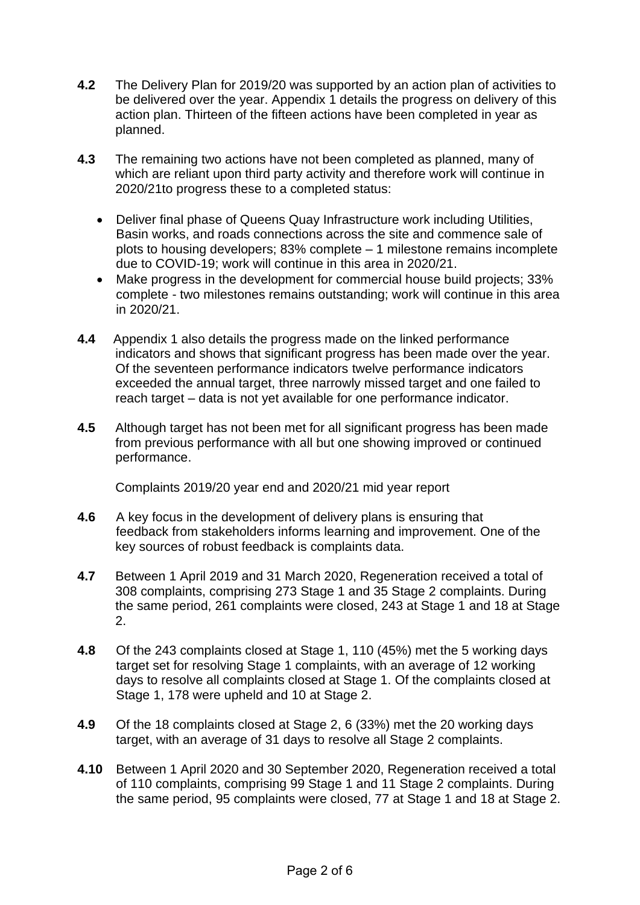**4.2** The Delivery Plan for 2019/20 was supported by an action plan of activities to be delivered over the year. Appendix 1 details the progress on delivery of this action plan. Thirteen of the fifteen actions have been completed in year as planned.

**4.3** The remaining two actions have not been completed as planned, many of which are reliant upon third party activity and therefore work will continue in 2020/21to progress these to a completed status:

- Deliver final phase of Queens Quay Infrastructure work including Utilities, Basin works, and roads connections across the site and commence sale of plots to housing developers; 83% complete – 1 milestone remains incomplete due to COVID-19; work will continue in this area in 2020/21.
- Make progress in the development for commercial house build projects; 33% complete - two milestones remains outstanding; work will continue in this area in 2020/21.

**4.4** Appendix 1 also details the progress made on the linked performance indicators and shows that significant progress has been made over the year. Of the seventeen performance indicators twelve performance indicators exceeded the annual target, three narrowly missed target and one failed to reach target – data is not yet available for one performance indicator.

**4.5** Although target has not been met for all significant progress has been made from previous performance with all but one showing improved or continued performance.

Complaints 2019/20 year end and 2020/21 mid year report

**4.6** A key focus in the development of delivery plans is ensuring that feedback from stakeholders informs learning and improvement. One of the key sources of robust feedback is complaints data.

**4.7** Between 1 April 2019 and 31 March 2020, Regeneration received a total of 308 complaints, comprising 273 Stage 1 and 35 Stage 2 complaints. During the same period, 261 complaints were closed, 243 at Stage 1 and 18 at Stage 2.

**4.8** Of the 243 complaints closed at Stage 1, 110 (45%) met the 5 working days target set for resolving Stage 1 complaints, with an average of 12 working days to resolve all complaints closed at Stage 1. Of the complaints closed at Stage 1, 178 were upheld and 10 at Stage 2.

**4.9** Of the 18 complaints closed at Stage 2, 6 (33%) met the 20 working days target, with an average of 31 days to resolve all Stage 2 complaints.

**4.10** Between 1 April 2020 and 30 September 2020, Regeneration received a total of 110 complaints, comprising 99 Stage 1 and 11 Stage 2 complaints. During the same period, 95 complaints were closed, 77 at Stage 1 and 18 at Stage 2.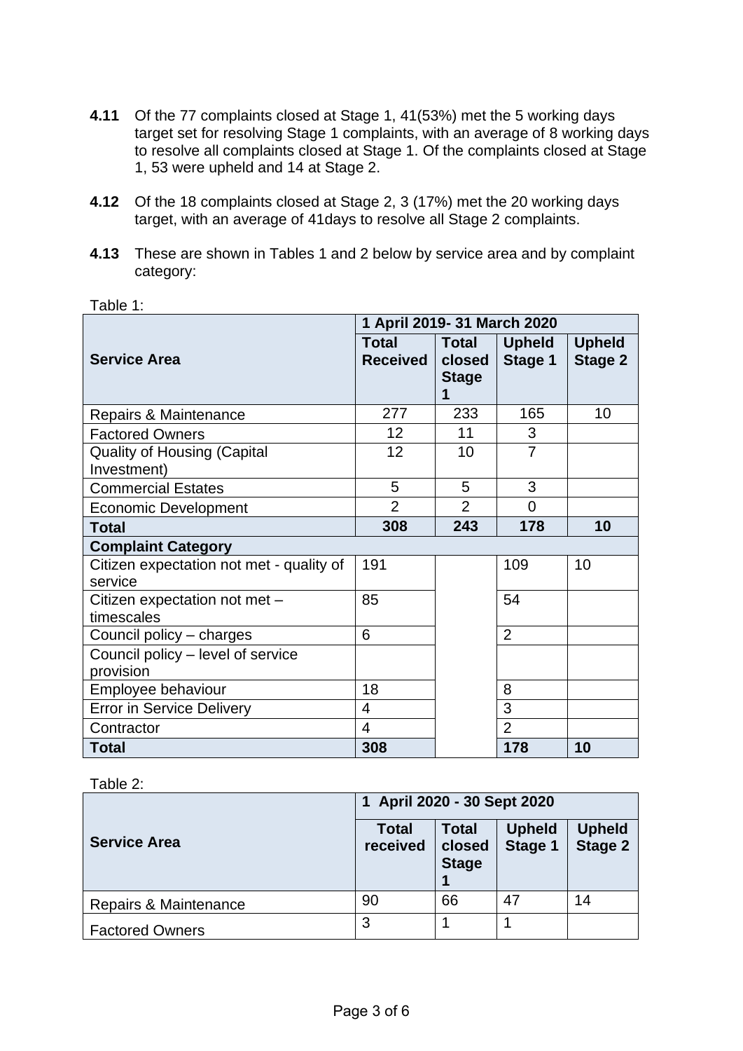**4.11** Of the 77 complaints closed at Stage 1, 41(53%) met the 5 working days target set for resolving Stage 1 complaints, with an average of 8 working days to resolve all complaints closed at Stage 1. Of the complaints closed at Stage 1, 53 were upheld and 14 at Stage 2.

**4.12** Of the 18 complaints closed at Stage 2, 3 (17%) met the 20 working days target, with an average of 41days to resolve all Stage 2 complaints.

**4.13** These are shown in Tables 1 and 2 below by service area and by complaint category:

Table 1:

| | 1 April 2019- 31 March 2020 | | | |
|---|---|---|---|---|
| **Service Area** | **Total Received** | **Total closed Stage 1** | **Upheld Stage 1** | **Upheld Stage 2** |
| Repairs & Maintenance | 277 | 233 | 165 | 10 |
| Factored Owners | 12 | 11 | 3 | |
| Quality of Housing (Capital Investment) | 12 | 10 | 7 | |
| Commercial Estates | 5 | 5 | 3 | |
| Economic Development | 2 | 2 | 0 | |
| **Total** | **308** | **243** | **178** | **10** |
| **Complaint Category** | | | | |
| Citizen expectation not met - quality of service | 191 | | 109 | 10 |
| Citizen expectation not met – timescales | 85 | | 54 | |
| Council policy – charges | 6 | | 2 | |
| Council policy – level of service provision | | | | |
| Employee behaviour | 18 | | 8 | |
| Error in Service Delivery | 4 | | 3 | |
| Contractor | 4 | | 2 | |
| **Total** | **308** | | **178** | **10** |

Table 2:

| | 1 April 2020 - 30 Sept 2020 | | | |
|---|---|---|---|---|
| **Service Area** | **Total received** | **Total closed Stage 1** | **Upheld Stage 1** | **Upheld Stage 2** |
| Repairs & Maintenance | 90 | 66 | 47 | 14 |
| Factored Owners | 3 | 1 | 1 | |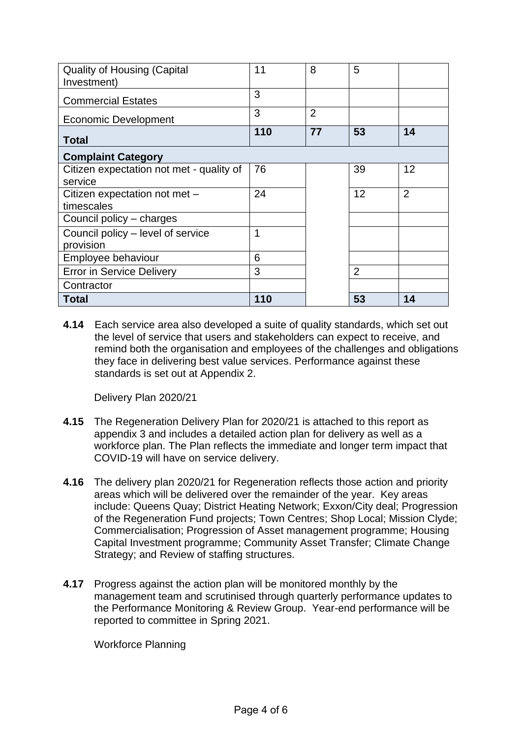| Quality of Housing (Capital Investment) | 11 | 8 | 5 | |
|---|---|---|---|---|
| Commercial Estates | 3 | | | |
| Economic Development | 3 | 2 | | |
| **Total** | **110** | **77** | **53** | **14** |
| **Complaint Category** | | | | |
| Citizen expectation not met - quality of service | 76 | | 39 | 12 |
| Citizen expectation not met – timescales | 24 | | 12 | 2 |
| Council policy – charges | | | | |
| Council policy – level of service provision | 1 | | | |
| Employee behaviour | 6 | | | |
| Error in Service Delivery | 3 | | 2 | |
| Contractor | | | | |
| **Total** | **110** | | **53** | **14** |

**4.14** Each service area also developed a suite of quality standards, which set out the level of service that users and stakeholders can expect to receive, and remind both the organisation and employees of the challenges and obligations they face in delivering best value services. Performance against these standards is set out at Appendix 2.

Delivery Plan 2020/21

**4.15** The Regeneration Delivery Plan for 2020/21 is attached to this report as appendix 3 and includes a detailed action plan for delivery as well as a workforce plan. The Plan reflects the immediate and longer term impact that COVID-19 will have on service delivery.

**4.16** The delivery plan 2020/21 for Regeneration reflects those action and priority areas which will be delivered over the remainder of the year. Key areas include: Queens Quay; District Heating Network; Exxon/City deal; Progression of the Regeneration Fund projects; Town Centres; Shop Local; Mission Clyde; Commercialisation; Progression of Asset management programme; Housing Capital Investment programme; Community Asset Transfer; Climate Change Strategy; and Review of staffing structures.

**4.17** Progress against the action plan will be monitored monthly by the management team and scrutinised through quarterly performance updates to the Performance Monitoring & Review Group. Year-end performance will be reported to committee in Spring 2021.

Workforce Planning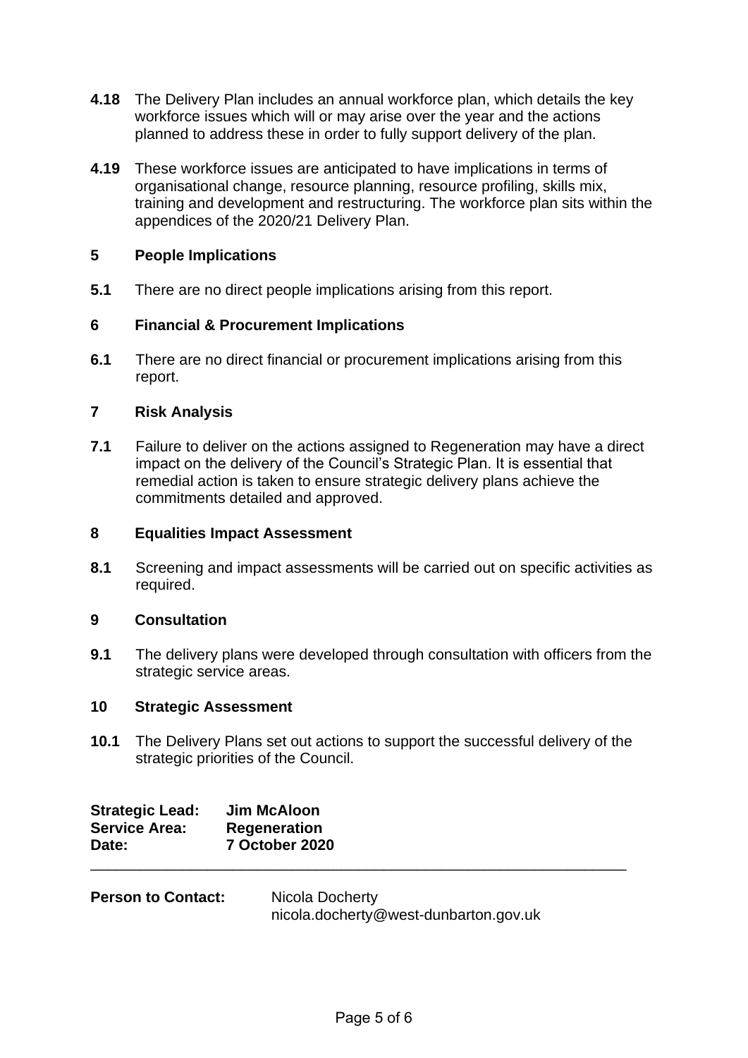**4.18** The Delivery Plan includes an annual workforce plan, which details the key workforce issues which will or may arise over the year and the actions planned to address these in order to fully support delivery of the plan.

**4.19** These workforce issues are anticipated to have implications in terms of organisational change, resource planning, resource profiling, skills mix, training and development and restructuring. The workforce plan sits within the appendices of the 2020/21 Delivery Plan.

## 5 People Implications

**5.1** There are no direct people implications arising from this report.

## 6 Financial & Procurement Implications

**6.1** There are no direct financial or procurement implications arising from this report.

## 7 Risk Analysis

**7.1** Failure to deliver on the actions assigned to Regeneration may have a direct impact on the delivery of the Council's Strategic Plan. It is essential that remedial action is taken to ensure strategic delivery plans achieve the commitments detailed and approved.

## 8 Equalities Impact Assessment

**8.1** Screening and impact assessments will be carried out on specific activities as required.

## 9 Consultation

**9.1** The delivery plans were developed through consultation with officers from the strategic service areas.

## 10 Strategic Assessment

**10.1** The Delivery Plans set out actions to support the successful delivery of the strategic priorities of the Council.

**Strategic Lead:** **Jim McAloon**
**Service Area:** **Regeneration**
**Date:** **7 October 2020**

---

**Person to Contact:** Nicola Docherty
nicola.docherty@west-dunbarton.gov.uk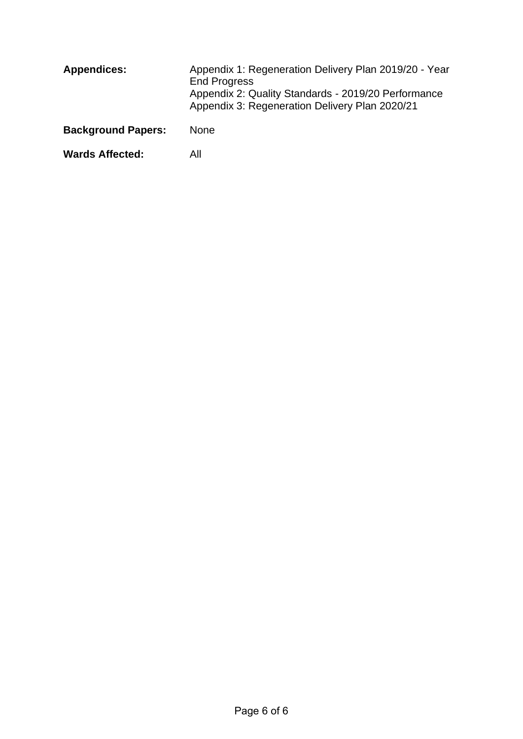**Appendices:** Appendix 1: Regeneration Delivery Plan 2019/20 - Year End Progress
Appendix 2: Quality Standards - 2019/20 Performance
Appendix 3: Regeneration Delivery Plan 2020/21

**Background Papers:** None

**Wards Affected:** All